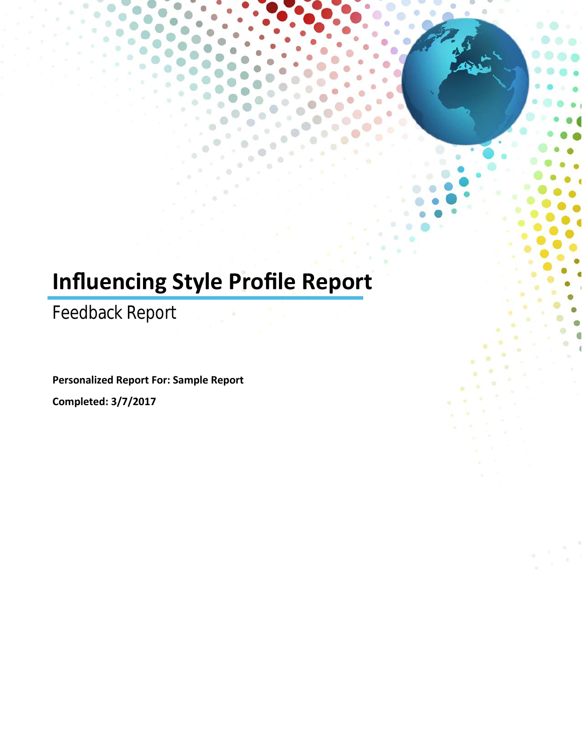# Influencing Style Profile Report

## Feedback Report

**Personalized Report For: Sample Report**

**Completed: 3/7/2017**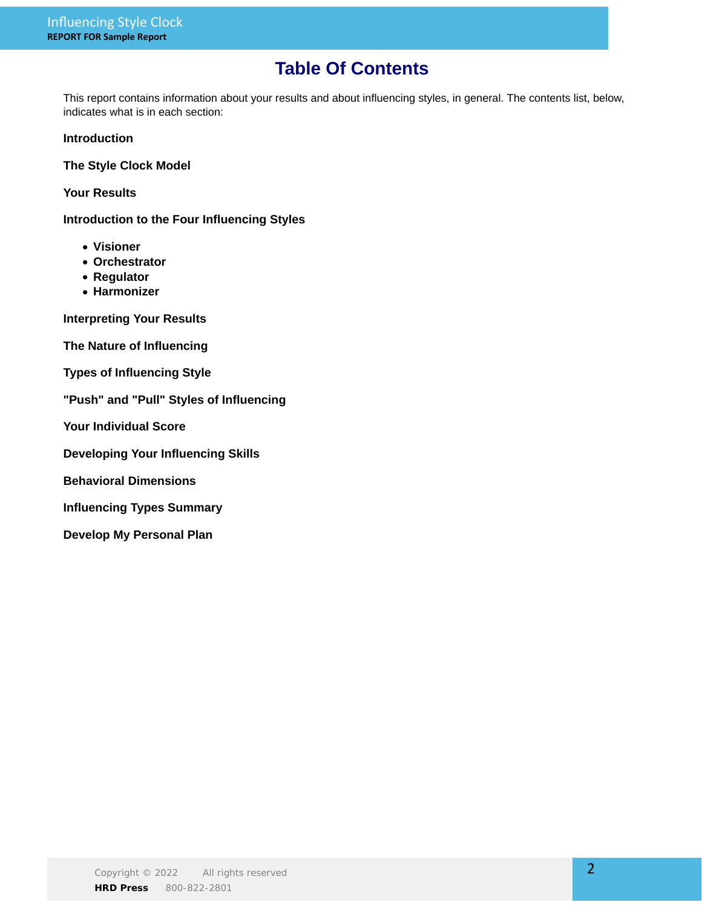# Table Of Contents

This report contains information about your results and about influencing styles, in general. The contents list, below, indicates what is in each section:

**Introduction**

**The Style Clock Model**

**Your Results**

**Introduction to the Four Influencing Styles**

- **Visioner**
- **Orchestrator**
- **Regulator**
- **Harmonizer**

**Interpreting Your Results**

**The Nature of Influencing**

**Types of Influencing Style**

**"Push" and "Pull" Styles of Influencing**

**Your Individual Score**

**Developing Your Influencing Skills**

**Behavioral Dimensions**

**Influencing Types Summary**

**Develop My Personal Plan**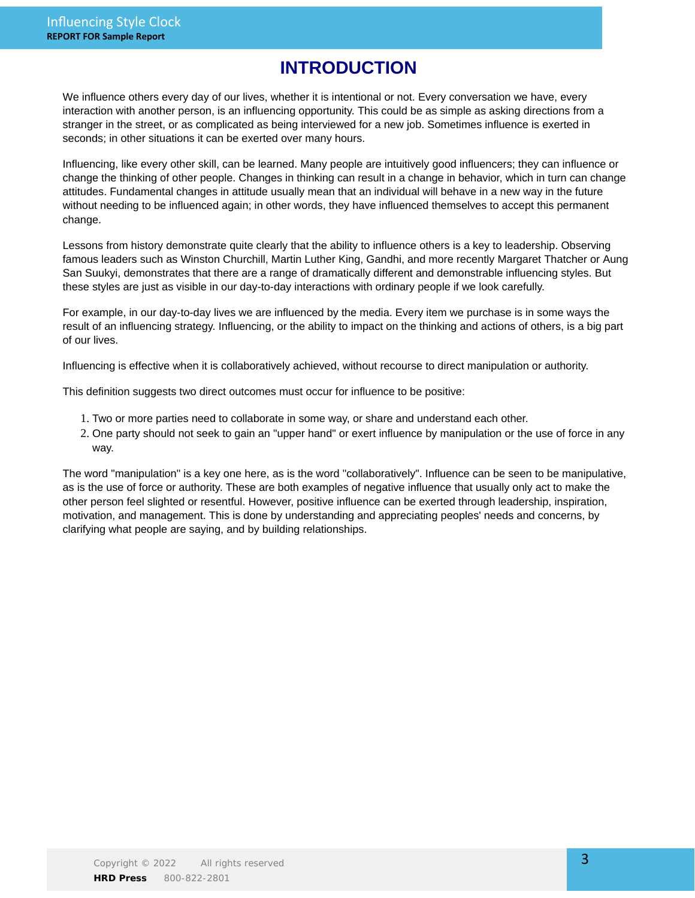# INTRODUCTION

We influence others every day of our lives, whether it is intentional or not. Every conversation we have, every interaction with another person, is an influencing opportunity. This could be as simple as asking directions from a stranger in the street, or as complicated as being interviewed for a new job. Sometimes influence is exerted in seconds; in other situations it can be exerted over many hours.

Influencing, like every other skill, can be learned. Many people are intuitively good influencers; they can influence or change the thinking of other people. Changes in thinking can result in a change in behavior, which in turn can change attitudes. Fundamental changes in attitude usually mean that an individual will behave in a new way in the future without needing to be influenced again; in other words, they have influenced themselves to accept this permanent change.

Lessons from history demonstrate quite clearly that the ability to influence others is a key to leadership. Observing famous leaders such as Winston Churchill, Martin Luther King, Gandhi, and more recently Margaret Thatcher or Aung San Suukyi, demonstrates that there are a range of dramatically different and demonstrable influencing styles. But these styles are just as visible in our day-to-day interactions with ordinary people if we look carefully.

For example, in our day-to-day lives we are influenced by the media. Every item we purchase is in some ways the result of an influencing strategy. Influencing, or the ability to impact on the thinking and actions of others, is a big part of our lives.

Influencing is effective when it is collaboratively achieved, without recourse to direct manipulation or authority.

This definition suggests two direct outcomes must occur for influence to be positive:

1. Two or more parties need to collaborate in some way, or share and understand each other.
2. One party should not seek to gain an "upper hand" or exert influence by manipulation or the use of force in any way.

The word "manipulation" is a key one here, as is the word "collaboratively". Influence can be seen to be manipulative, as is the use of force or authority. These are both examples of negative influence that usually only act to make the other person feel slighted or resentful. However, positive influence can be exerted through leadership, inspiration, motivation, and management. This is done by understanding and appreciating peoples' needs and concerns, by clarifying what people are saying, and by building relationships.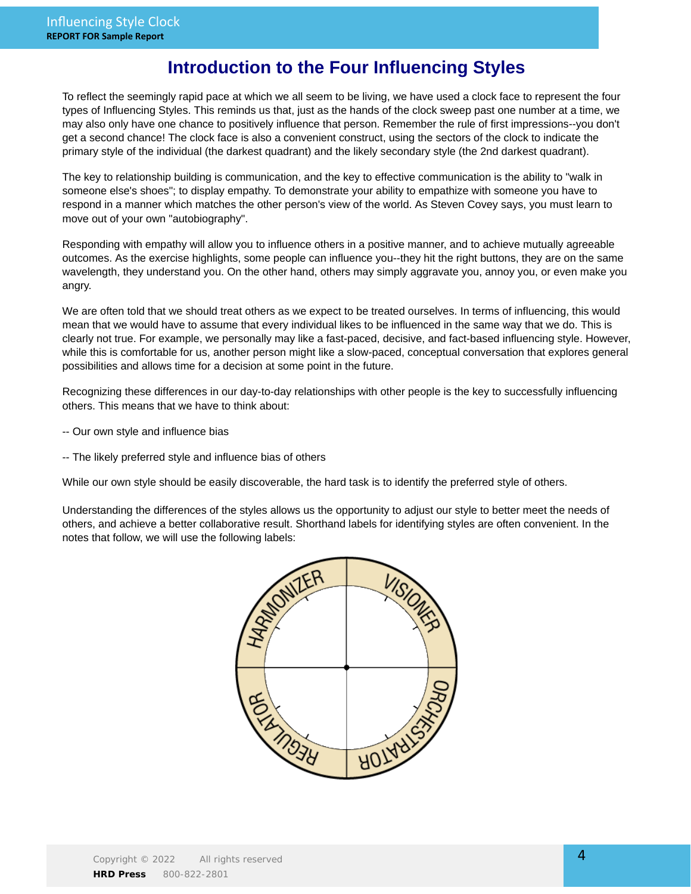# Introduction to the Four Influencing Styles

To reflect the seemingly rapid pace at which we all seem to be living, we have used a clock face to represent the four types of Influencing Styles. This reminds us that, just as the hands of the clock sweep past one number at a time, we may also only have one chance to positively influence that person. Remember the rule of first impressions--you don't get a second chance! The clock face is also a convenient construct, using the sectors of the clock to indicate the primary style of the individual (the darkest quadrant) and the likely secondary style (the 2nd darkest quadrant).

The key to relationship building is communication, and the key to effective communication is the ability to "walk in someone else's shoes"; to display empathy. To demonstrate your ability to empathize with someone you have to respond in a manner which matches the other person's view of the world. As Steven Covey says, you must learn to move out of your own "autobiography".

Responding with empathy will allow you to influence others in a positive manner, and to achieve mutually agreeable outcomes. As the exercise highlights, some people can influence you--they hit the right buttons, they are on the same wavelength, they understand you. On the other hand, others may simply aggravate you, annoy you, or even make you angry.

We are often told that we should treat others as we expect to be treated ourselves. In terms of influencing, this would mean that we would have to assume that every individual likes to be influenced in the same way that we do. This is clearly not true. For example, we personally may like a fast-paced, decisive, and fact-based influencing style. However, while this is comfortable for us, another person might like a slow-paced, conceptual conversation that explores general possibilities and allows time for a decision at some point in the future.

Recognizing these differences in our day-to-day relationships with other people is the key to successfully influencing others. This means that we have to think about:

-- Our own style and influence bias

-- The likely preferred style and influence bias of others

While our own style should be easily discoverable, the hard task is to identify the preferred style of others.

Understanding the differences of the styles allows us the opportunity to adjust our style to better meet the needs of others, and achieve a better collaborative result. Shorthand labels for identifying styles are often convenient. In the notes that follow, we will use the following labels:

HARMONIZER | VISIONER | REGULATOR | ORCHESTRATOR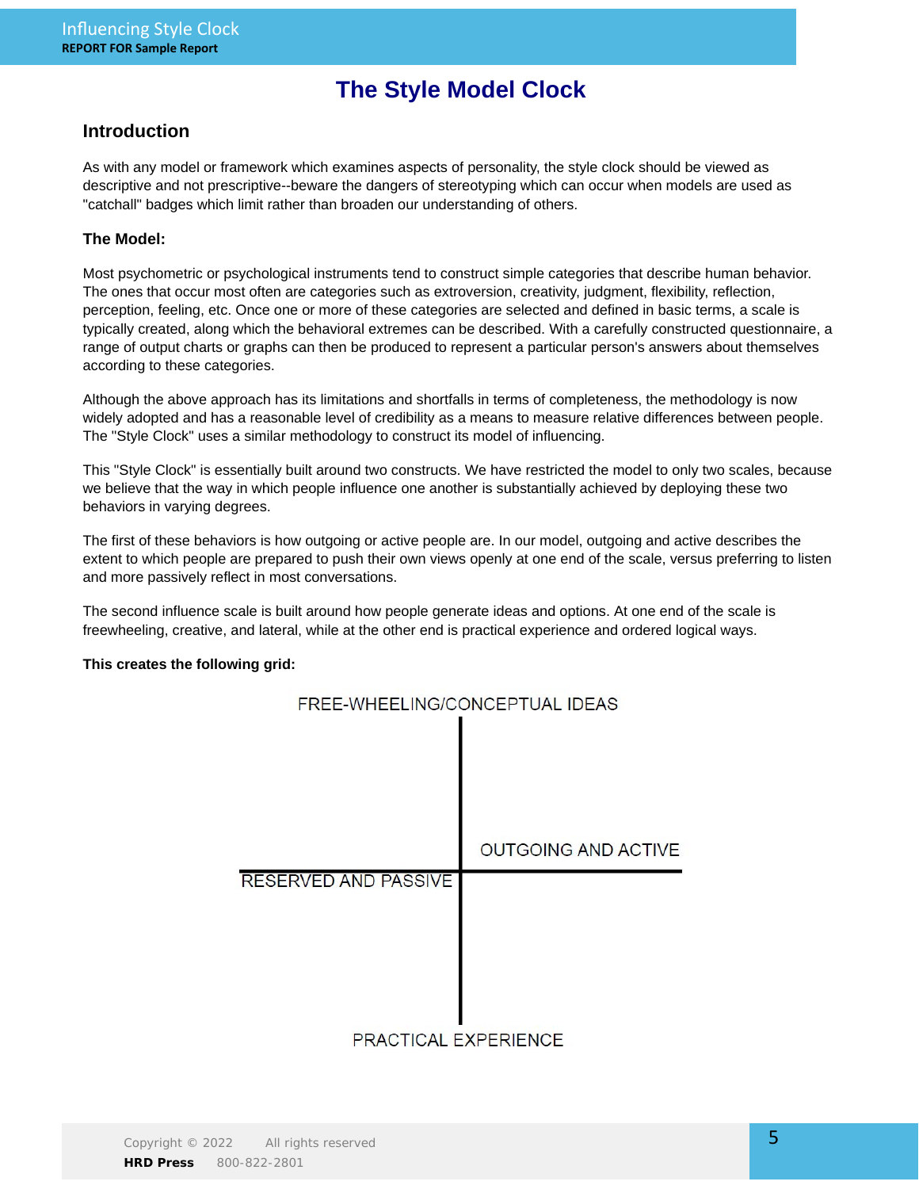# The Style Model Clock

## Introduction

As with any model or framework which examines aspects of personality, the style clock should be viewed as descriptive and not prescriptive--beware the dangers of stereotyping which can occur when models are used as "catchall" badges which limit rather than broaden our understanding of others.

### The Model:

Most psychometric or psychological instruments tend to construct simple categories that describe human behavior. The ones that occur most often are categories such as extroversion, creativity, judgment, flexibility, reflection, perception, feeling, etc. Once one or more of these categories are selected and defined in basic terms, a scale is typically created, along which the behavioral extremes can be described. With a carefully constructed questionnaire, a range of output charts or graphs can then be produced to represent a particular person's answers about themselves according to these categories.

Although the above approach has its limitations and shortfalls in terms of completeness, the methodology is now widely adopted and has a reasonable level of credibility as a means to measure relative differences between people. The "Style Clock" uses a similar methodology to construct its model of influencing.

This "Style Clock" is essentially built around two constructs. We have restricted the model to only two scales, because we believe that the way in which people influence one another is substantially achieved by deploying these two behaviors in varying degrees.

The first of these behaviors is how outgoing or active people are. In our model, outgoing and active describes the extent to which people are prepared to push their own views openly at one end of the scale, versus preferring to listen and more passively reflect in most conversations.

The second influence scale is built around how people generate ideas and options. At one end of the scale is freewheeling, creative, and lateral, while at the other end is practical experience and ordered logical ways.

**This creates the following grid:**

FREE-WHEELING/CONCEPTUAL IDEAS

OUTGOING AND ACTIVE

RESERVED AND PASSIVE

PRACTICAL EXPERIENCE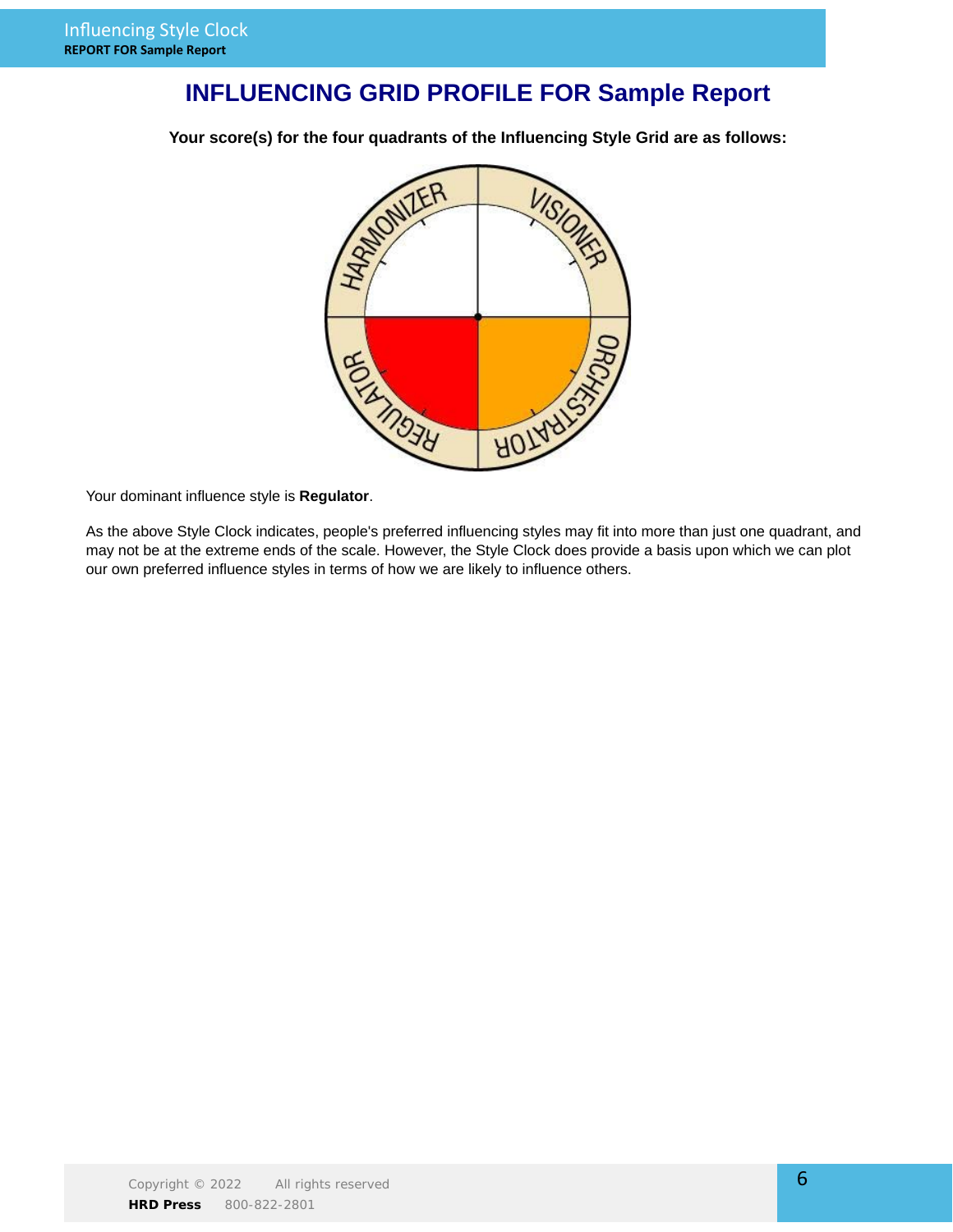# INFLUENCING GRID PROFILE FOR Sample Report

**Your score(s) for the four quadrants of the Influencing Style Grid are as follows:**

Your dominant influence style is **Regulator**.

As the above Style Clock indicates, people's preferred influencing styles may fit into more than just one quadrant, and may not be at the extreme ends of the scale. However, the Style Clock does provide a basis upon which we can plot our own preferred influence styles in terms of how we are likely to influence others.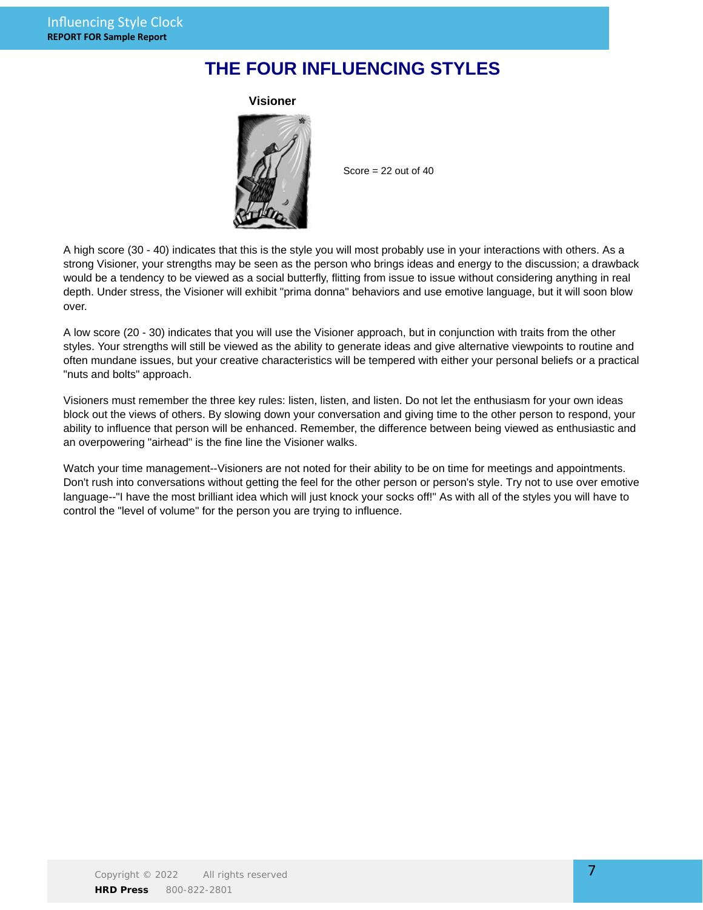# THE FOUR INFLUENCING STYLES

**Visioner**

Score = 22 out of 40

A high score (30 - 40) indicates that this is the style you will most probably use in your interactions with others. As a strong Visioner, your strengths may be seen as the person who brings ideas and energy to the discussion; a drawback would be a tendency to be viewed as a social butterfly, flitting from issue to issue without considering anything in real depth. Under stress, the Visioner will exhibit "prima donna" behaviors and use emotive language, but it will soon blow over.

A low score (20 - 30) indicates that you will use the Visioner approach, but in conjunction with traits from the other styles. Your strengths will still be viewed as the ability to generate ideas and give alternative viewpoints to routine and often mundane issues, but your creative characteristics will be tempered with either your personal beliefs or a practical "nuts and bolts" approach.

Visioners must remember the three key rules: listen, listen, and listen. Do not let the enthusiasm for your own ideas block out the views of others. By slowing down your conversation and giving time to the other person to respond, your ability to influence that person will be enhanced. Remember, the difference between being viewed as enthusiastic and an overpowering "airhead" is the fine line the Visioner walks.

Watch your time management--Visioners are not noted for their ability to be on time for meetings and appointments. Don't rush into conversations without getting the feel for the other person or person's style. Try not to use over emotive language--"I have the most brilliant idea which will just knock your socks off!" As with all of the styles you will have to control the "level of volume" for the person you are trying to influence.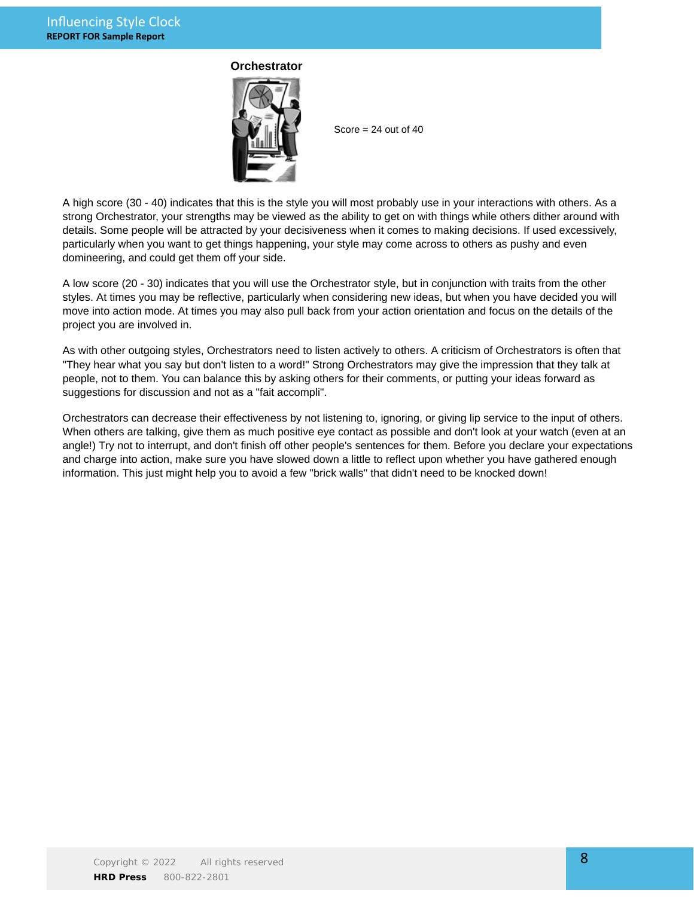## Orchestrator

Score = 24 out of 40

A high score (30 - 40) indicates that this is the style you will most probably use in your interactions with others. As a strong Orchestrator, your strengths may be viewed as the ability to get on with things while others dither around with details. Some people will be attracted by your decisiveness when it comes to making decisions. If used excessively, particularly when you want to get things happening, your style may come across to others as pushy and even domineering, and could get them off your side.

A low score (20 - 30) indicates that you will use the Orchestrator style, but in conjunction with traits from the other styles. At times you may be reflective, particularly when considering new ideas, but when you have decided you will move into action mode. At times you may also pull back from your action orientation and focus on the details of the project you are involved in.

As with other outgoing styles, Orchestrators need to listen actively to others. A criticism of Orchestrators is often that "They hear what you say but don't listen to a word!" Strong Orchestrators may give the impression that they talk at people, not to them. You can balance this by asking others for their comments, or putting your ideas forward as suggestions for discussion and not as a "fait accompli".

Orchestrators can decrease their effectiveness by not listening to, ignoring, or giving lip service to the input of others. When others are talking, give them as much positive eye contact as possible and don't look at your watch (even at an angle!) Try not to interrupt, and don't finish off other people's sentences for them. Before you declare your expectations and charge into action, make sure you have slowed down a little to reflect upon whether you have gathered enough information. This just might help you to avoid a few "brick walls" that didn't need to be knocked down!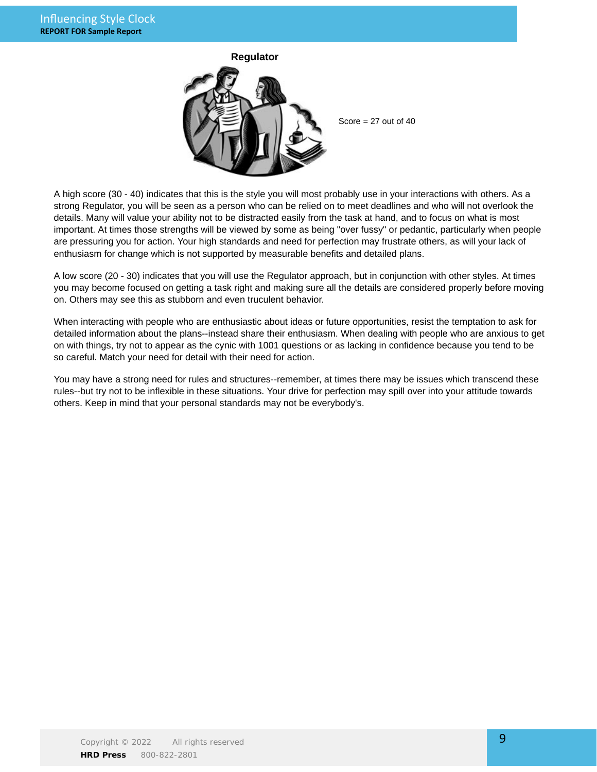## Regulator

Score = 27 out of 40

A high score (30 - 40) indicates that this is the style you will most probably use in your interactions with others. As a strong Regulator, you will be seen as a person who can be relied on to meet deadlines and who will not overlook the details. Many will value your ability not to be distracted easily from the task at hand, and to focus on what is most important. At times those strengths will be viewed by some as being "over fussy" or pedantic, particularly when people are pressuring you for action. Your high standards and need for perfection may frustrate others, as will your lack of enthusiasm for change which is not supported by measurable benefits and detailed plans.

A low score (20 - 30) indicates that you will use the Regulator approach, but in conjunction with other styles. At times you may become focused on getting a task right and making sure all the details are considered properly before moving on. Others may see this as stubborn and even truculent behavior.

When interacting with people who are enthusiastic about ideas or future opportunities, resist the temptation to ask for detailed information about the plans--instead share their enthusiasm. When dealing with people who are anxious to get on with things, try not to appear as the cynic with 1001 questions or as lacking in confidence because you tend to be so careful. Match your need for detail with their need for action.

You may have a strong need for rules and structures--remember, at times there may be issues which transcend these rules--but try not to be inflexible in these situations. Your drive for perfection may spill over into your attitude towards others. Keep in mind that your personal standards may not be everybody's.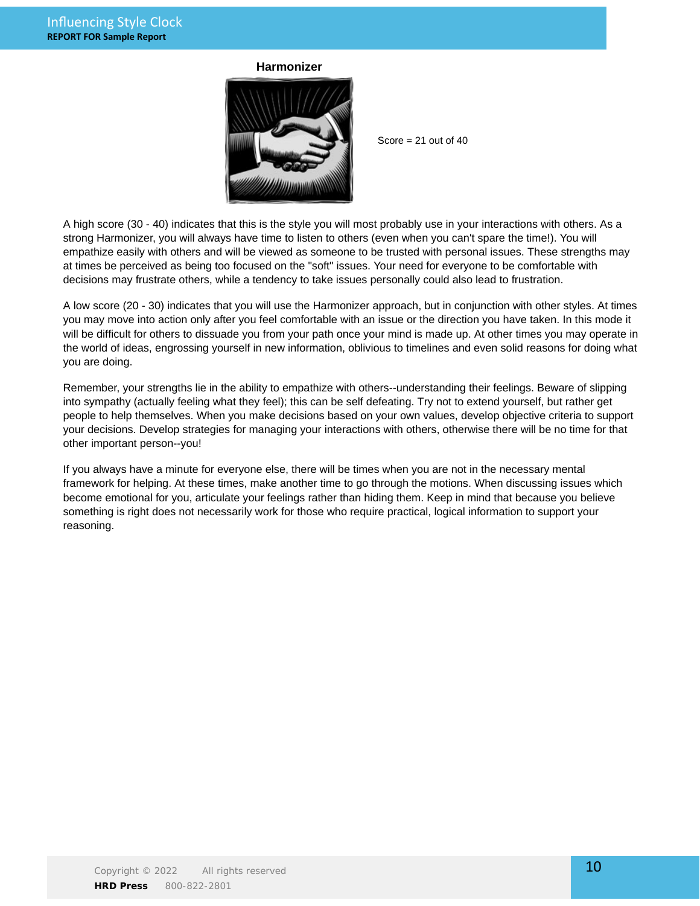## Harmonizer

Score = 21 out of 40

A high score (30 - 40) indicates that this is the style you will most probably use in your interactions with others. As a strong Harmonizer, you will always have time to listen to others (even when you can't spare the time!). You will empathize easily with others and will be viewed as someone to be trusted with personal issues. These strengths may at times be perceived as being too focused on the "soft" issues. Your need for everyone to be comfortable with decisions may frustrate others, while a tendency to take issues personally could also lead to frustration.

A low score (20 - 30) indicates that you will use the Harmonizer approach, but in conjunction with other styles. At times you may move into action only after you feel comfortable with an issue or the direction you have taken. In this mode it will be difficult for others to dissuade you from your path once your mind is made up. At other times you may operate in the world of ideas, engrossing yourself in new information, oblivious to timelines and even solid reasons for doing what you are doing.

Remember, your strengths lie in the ability to empathize with others--understanding their feelings. Beware of slipping into sympathy (actually feeling what they feel); this can be self defeating. Try not to extend yourself, but rather get people to help themselves. When you make decisions based on your own values, develop objective criteria to support your decisions. Develop strategies for managing your interactions with others, otherwise there will be no time for that other important person--you!

If you always have a minute for everyone else, there will be times when you are not in the necessary mental framework for helping. At these times, make another time to go through the motions. When discussing issues which become emotional for you, articulate your feelings rather than hiding them. Keep in mind that because you believe something is right does not necessarily work for those who require practical, logical information to support your reasoning.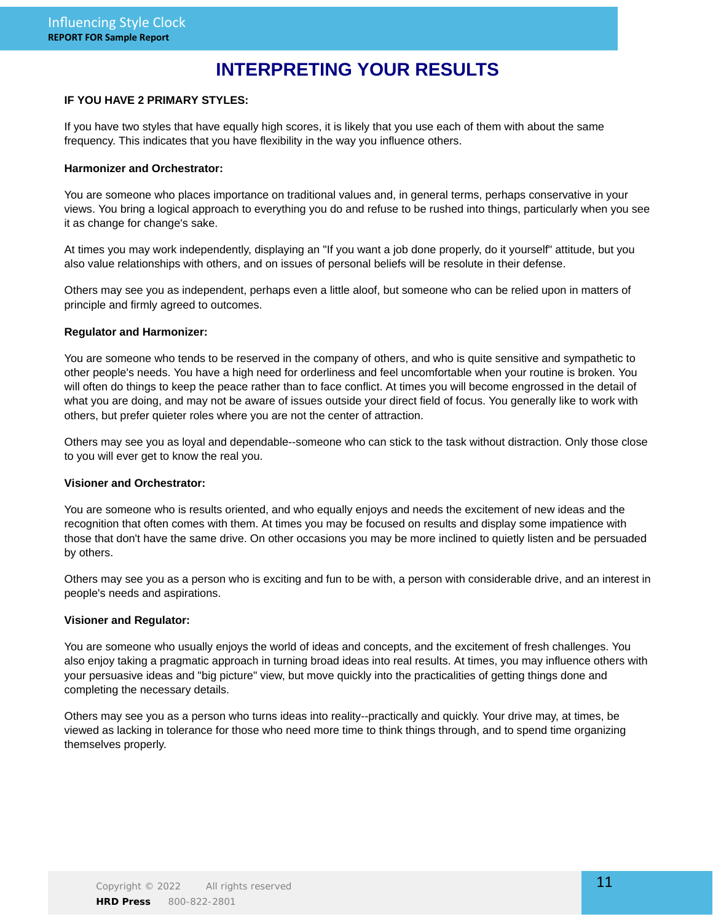# INTERPRETING YOUR RESULTS

**IF YOU HAVE 2 PRIMARY STYLES:**

If you have two styles that have equally high scores, it is likely that you use each of them with about the same frequency. This indicates that you have flexibility in the way you influence others.

**Harmonizer and Orchestrator:**

You are someone who places importance on traditional values and, in general terms, perhaps conservative in your views. You bring a logical approach to everything you do and refuse to be rushed into things, particularly when you see it as change for change's sake.

At times you may work independently, displaying an "If you want a job done properly, do it yourself" attitude, but you also value relationships with others, and on issues of personal beliefs will be resolute in their defense.

Others may see you as independent, perhaps even a little aloof, but someone who can be relied upon in matters of principle and firmly agreed to outcomes.

**Regulator and Harmonizer:**

You are someone who tends to be reserved in the company of others, and who is quite sensitive and sympathetic to other people's needs. You have a high need for orderliness and feel uncomfortable when your routine is broken. You will often do things to keep the peace rather than to face conflict. At times you will become engrossed in the detail of what you are doing, and may not be aware of issues outside your direct field of focus. You generally like to work with others, but prefer quieter roles where you are not the center of attraction.

Others may see you as loyal and dependable--someone who can stick to the task without distraction. Only those close to you will ever get to know the real you.

**Visioner and Orchestrator:**

You are someone who is results oriented, and who equally enjoys and needs the excitement of new ideas and the recognition that often comes with them. At times you may be focused on results and display some impatience with those that don't have the same drive. On other occasions you may be more inclined to quietly listen and be persuaded by others.

Others may see you as a person who is exciting and fun to be with, a person with considerable drive, and an interest in people's needs and aspirations.

**Visioner and Regulator:**

You are someone who usually enjoys the world of ideas and concepts, and the excitement of fresh challenges. You also enjoy taking a pragmatic approach in turning broad ideas into real results. At times, you may influence others with your persuasive ideas and "big picture" view, but move quickly into the practicalities of getting things done and completing the necessary details.

Others may see you as a person who turns ideas into reality--practically and quickly. Your drive may, at times, be viewed as lacking in tolerance for those who need more time to think things through, and to spend time organizing themselves properly.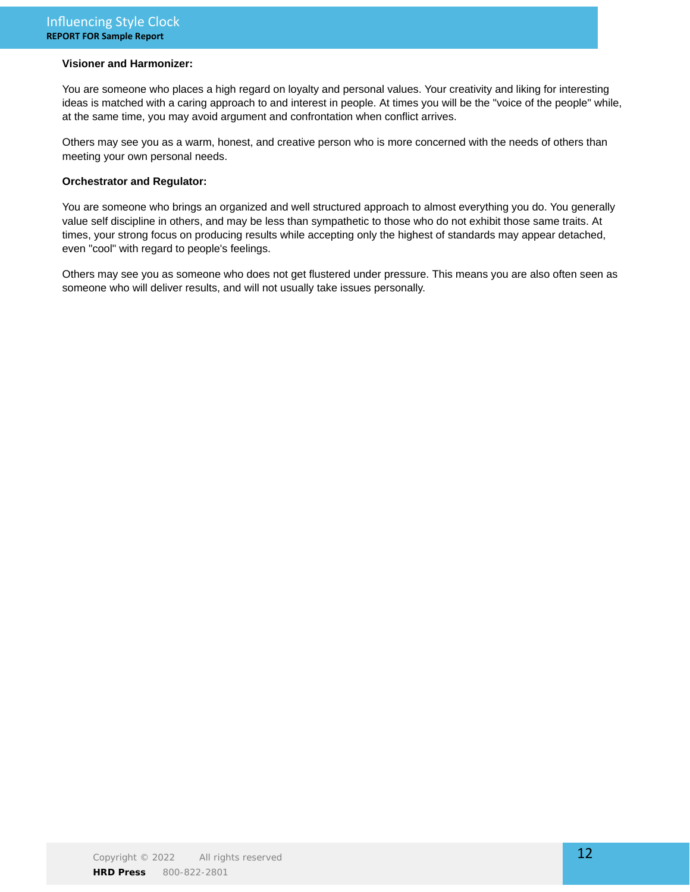**Visioner and Harmonizer:**

You are someone who places a high regard on loyalty and personal values. Your creativity and liking for interesting ideas is matched with a caring approach to and interest in people. At times you will be the "voice of the people" while, at the same time, you may avoid argument and confrontation when conflict arrives.

Others may see you as a warm, honest, and creative person who is more concerned with the needs of others than meeting your own personal needs.

**Orchestrator and Regulator:**

You are someone who brings an organized and well structured approach to almost everything you do. You generally value self discipline in others, and may be less than sympathetic to those who do not exhibit those same traits. At times, your strong focus on producing results while accepting only the highest of standards may appear detached, even "cool" with regard to people's feelings.

Others may see you as someone who does not get flustered under pressure. This means you are also often seen as someone who will deliver results, and will not usually take issues personally.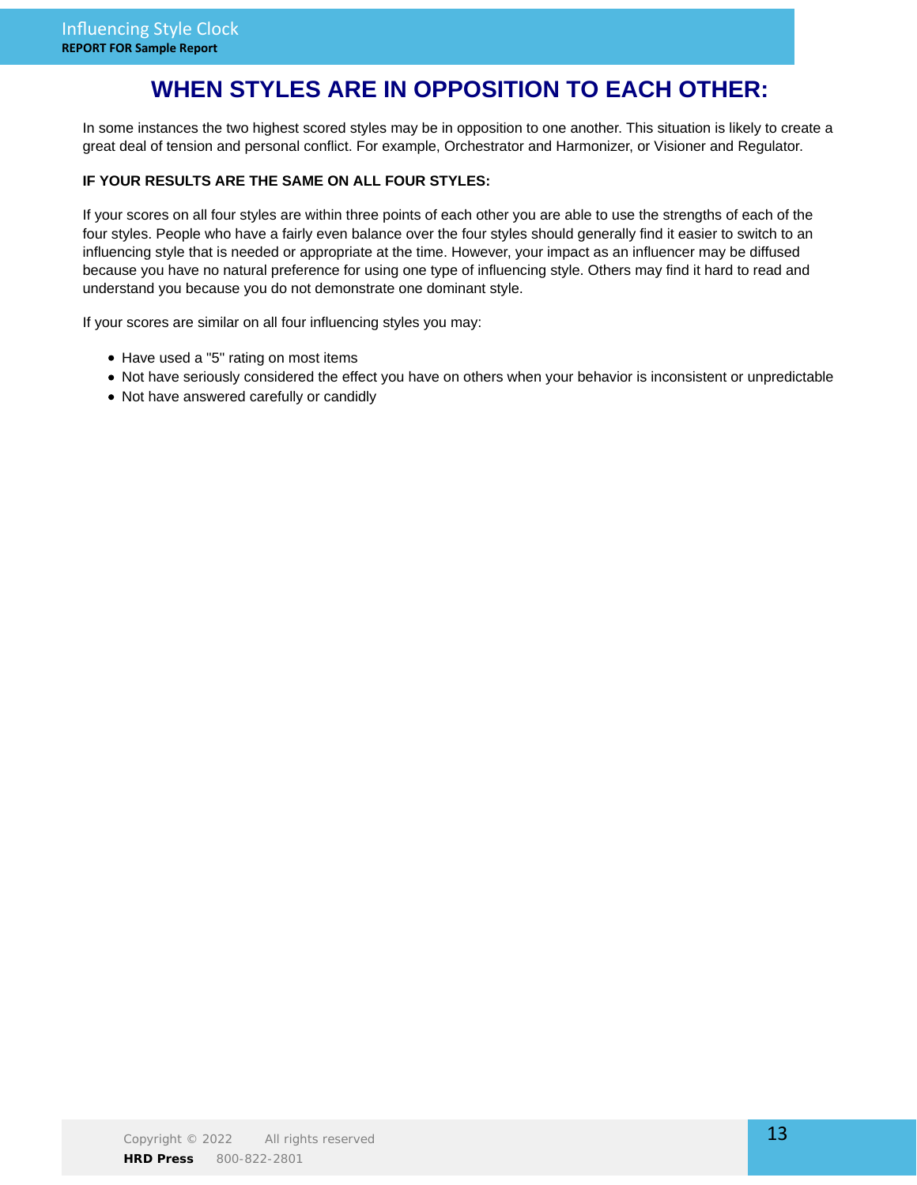# WHEN STYLES ARE IN OPPOSITION TO EACH OTHER:

In some instances the two highest scored styles may be in opposition to one another. This situation is likely to create a great deal of tension and personal conflict. For example, Orchestrator and Harmonizer, or Visioner and Regulator.

**IF YOUR RESULTS ARE THE SAME ON ALL FOUR STYLES:**

If your scores on all four styles are within three points of each other you are able to use the strengths of each of the four styles. People who have a fairly even balance over the four styles should generally find it easier to switch to an influencing style that is needed or appropriate at the time. However, your impact as an influencer may be diffused because you have no natural preference for using one type of influencing style. Others may find it hard to read and understand you because you do not demonstrate one dominant style.

If your scores are similar on all four influencing styles you may:

- Have used a "5" rating on most items
- Not have seriously considered the effect you have on others when your behavior is inconsistent or unpredictable
- Not have answered carefully or candidly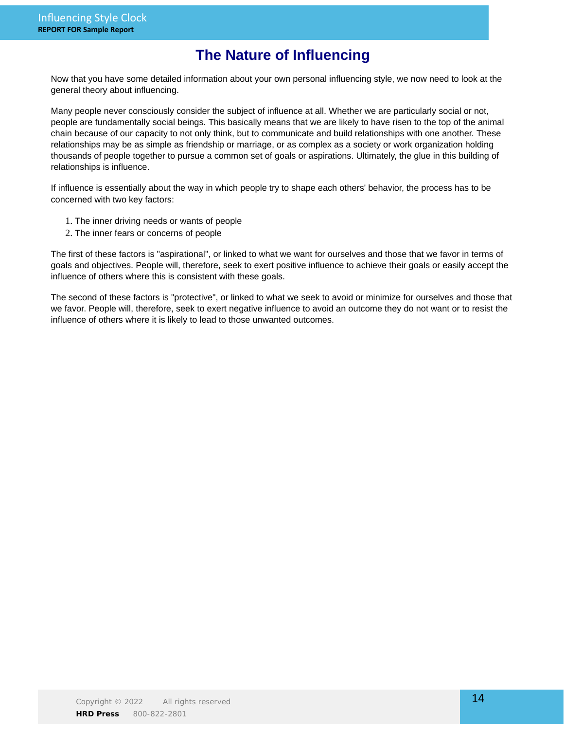# The Nature of Influencing

Now that you have some detailed information about your own personal influencing style, we now need to look at the general theory about influencing.

Many people never consciously consider the subject of influence at all. Whether we are particularly social or not, people are fundamentally social beings. This basically means that we are likely to have risen to the top of the animal chain because of our capacity to not only think, but to communicate and build relationships with one another. These relationships may be as simple as friendship or marriage, or as complex as a society or work organization holding thousands of people together to pursue a common set of goals or aspirations. Ultimately, the glue in this building of relationships is influence.

If influence is essentially about the way in which people try to shape each others' behavior, the process has to be concerned with two key factors:

1. The inner driving needs or wants of people
2. The inner fears or concerns of people

The first of these factors is "aspirational", or linked to what we want for ourselves and those that we favor in terms of goals and objectives. People will, therefore, seek to exert positive influence to achieve their goals or easily accept the influence of others where this is consistent with these goals.

The second of these factors is "protective", or linked to what we seek to avoid or minimize for ourselves and those that we favor. People will, therefore, seek to exert negative influence to avoid an outcome they do not want or to resist the influence of others where it is likely to lead to those unwanted outcomes.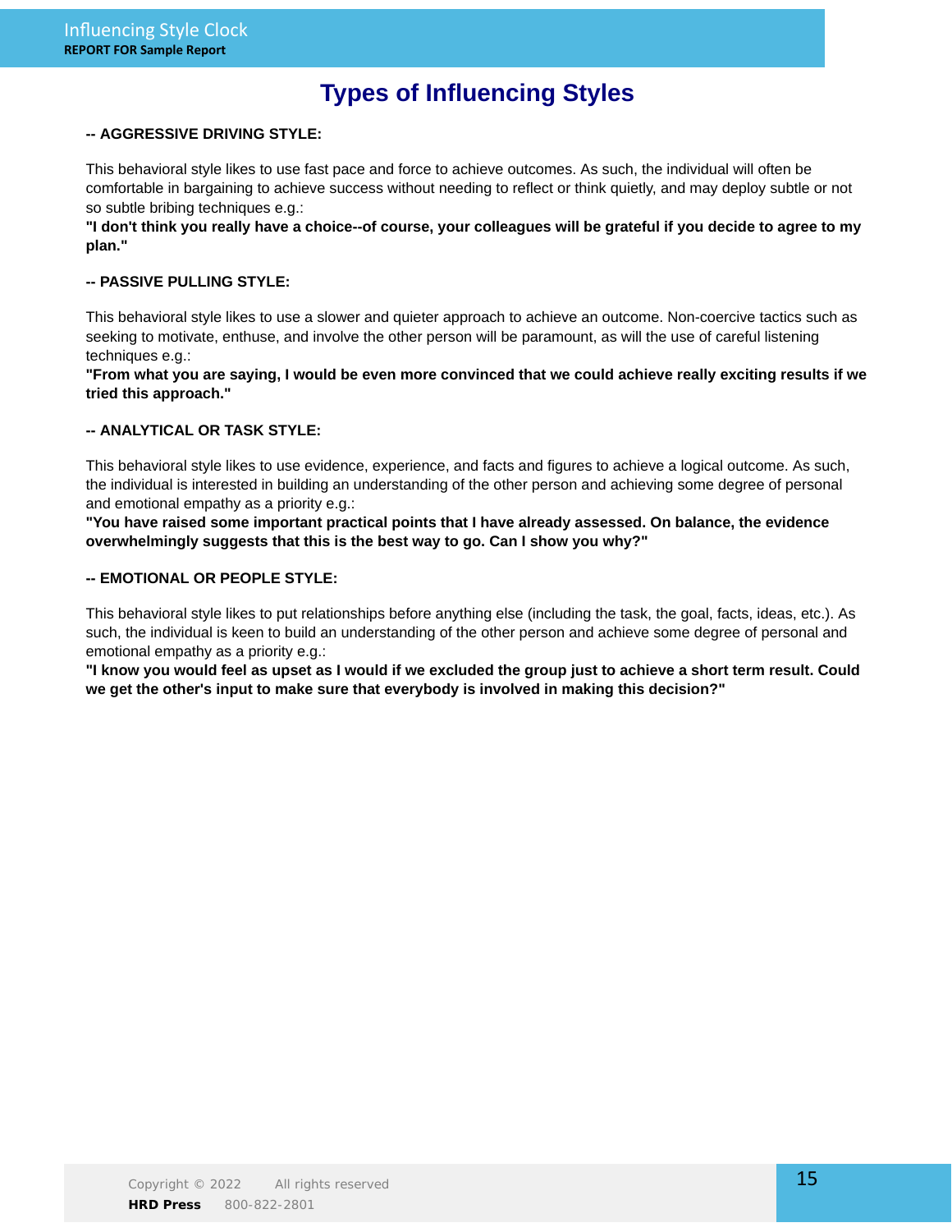# Types of Influencing Styles

**-- AGGRESSIVE DRIVING STYLE:**

This behavioral style likes to use fast pace and force to achieve outcomes. As such, the individual will often be comfortable in bargaining to achieve success without needing to reflect or think quietly, and may deploy subtle or not so subtle bribing techniques e.g.:
**"I don't think you really have a choice--of course, your colleagues will be grateful if you decide to agree to my plan."**

**-- PASSIVE PULLING STYLE:**

This behavioral style likes to use a slower and quieter approach to achieve an outcome. Non-coercive tactics such as seeking to motivate, enthuse, and involve the other person will be paramount, as will the use of careful listening techniques e.g.:
**"From what you are saying, I would be even more convinced that we could achieve really exciting results if we tried this approach."**

**-- ANALYTICAL OR TASK STYLE:**

This behavioral style likes to use evidence, experience, and facts and figures to achieve a logical outcome. As such, the individual is interested in building an understanding of the other person and achieving some degree of personal and emotional empathy as a priority e.g.:
**"You have raised some important practical points that I have already assessed. On balance, the evidence overwhelmingly suggests that this is the best way to go. Can I show you why?"**

**-- EMOTIONAL OR PEOPLE STYLE:**

This behavioral style likes to put relationships before anything else (including the task, the goal, facts, ideas, etc.). As such, the individual is keen to build an understanding of the other person and achieve some degree of personal and emotional empathy as a priority e.g.:
**"I know you would feel as upset as I would if we excluded the group just to achieve a short term result. Could we get the other's input to make sure that everybody is involved in making this decision?"**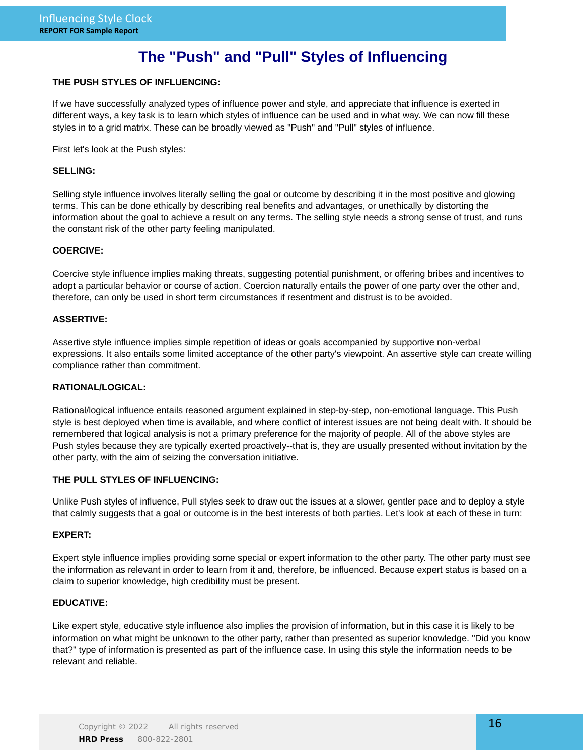# The "Push" and "Pull" Styles of Influencing

**THE PUSH STYLES OF INFLUENCING:**

If we have successfully analyzed types of influence power and style, and appreciate that influence is exerted in different ways, a key task is to learn which styles of influence can be used and in what way. We can now fill these styles in to a grid matrix. These can be broadly viewed as "Push" and "Pull" styles of influence.

First let's look at the Push styles:

**SELLING:**

Selling style influence involves literally selling the goal or outcome by describing it in the most positive and glowing terms. This can be done ethically by describing real benefits and advantages, or unethically by distorting the information about the goal to achieve a result on any terms. The selling style needs a strong sense of trust, and runs the constant risk of the other party feeling manipulated.

**COERCIVE:**

Coercive style influence implies making threats, suggesting potential punishment, or offering bribes and incentives to adopt a particular behavior or course of action. Coercion naturally entails the power of one party over the other and, therefore, can only be used in short term circumstances if resentment and distrust is to be avoided.

**ASSERTIVE:**

Assertive style influence implies simple repetition of ideas or goals accompanied by supportive non-verbal expressions. It also entails some limited acceptance of the other party's viewpoint. An assertive style can create willing compliance rather than commitment.

**RATIONAL/LOGICAL:**

Rational/logical influence entails reasoned argument explained in step-by-step, non-emotional language. This Push style is best deployed when time is available, and where conflict of interest issues are not being dealt with. It should be remembered that logical analysis is not a primary preference for the majority of people. All of the above styles are Push styles because they are typically exerted proactively--that is, they are usually presented without invitation by the other party, with the aim of seizing the conversation initiative.

**THE PULL STYLES OF INFLUENCING:**

Unlike Push styles of influence, Pull styles seek to draw out the issues at a slower, gentler pace and to deploy a style that calmly suggests that a goal or outcome is in the best interests of both parties. Let's look at each of these in turn:

**EXPERT:**

Expert style influence implies providing some special or expert information to the other party. The other party must see the information as relevant in order to learn from it and, therefore, be influenced. Because expert status is based on a claim to superior knowledge, high credibility must be present.

**EDUCATIVE:**

Like expert style, educative style influence also implies the provision of information, but in this case it is likely to be information on what might be unknown to the other party, rather than presented as superior knowledge. "Did you know that?" type of information is presented as part of the influence case. In using this style the information needs to be relevant and reliable.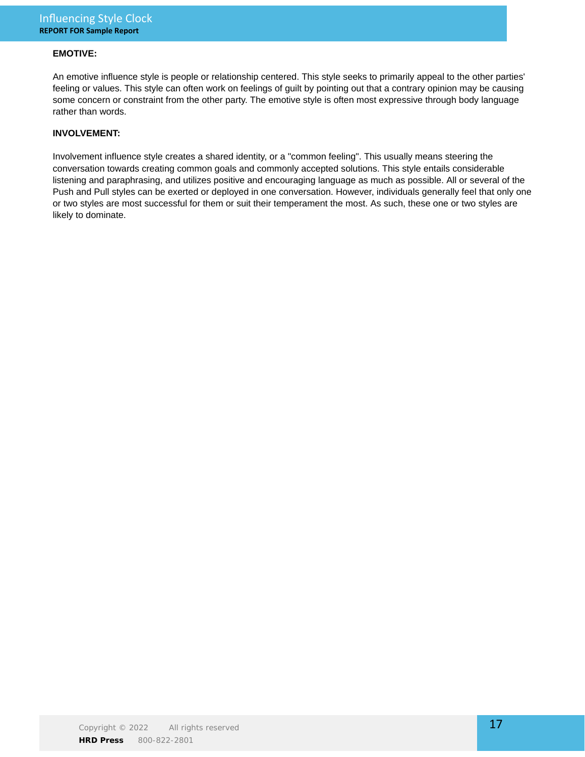**EMOTIVE:**

An emotive influence style is people or relationship centered. This style seeks to primarily appeal to the other parties' feeling or values. This style can often work on feelings of guilt by pointing out that a contrary opinion may be causing some concern or constraint from the other party. The emotive style is often most expressive through body language rather than words.

**INVOLVEMENT:**

Involvement influence style creates a shared identity, or a "common feeling". This usually means steering the conversation towards creating common goals and commonly accepted solutions. This style entails considerable listening and paraphrasing, and utilizes positive and encouraging language as much as possible. All or several of the Push and Pull styles can be exerted or deployed in one conversation. However, individuals generally feel that only one or two styles are most successful for them or suit their temperament the most. As such, these one or two styles are likely to dominate.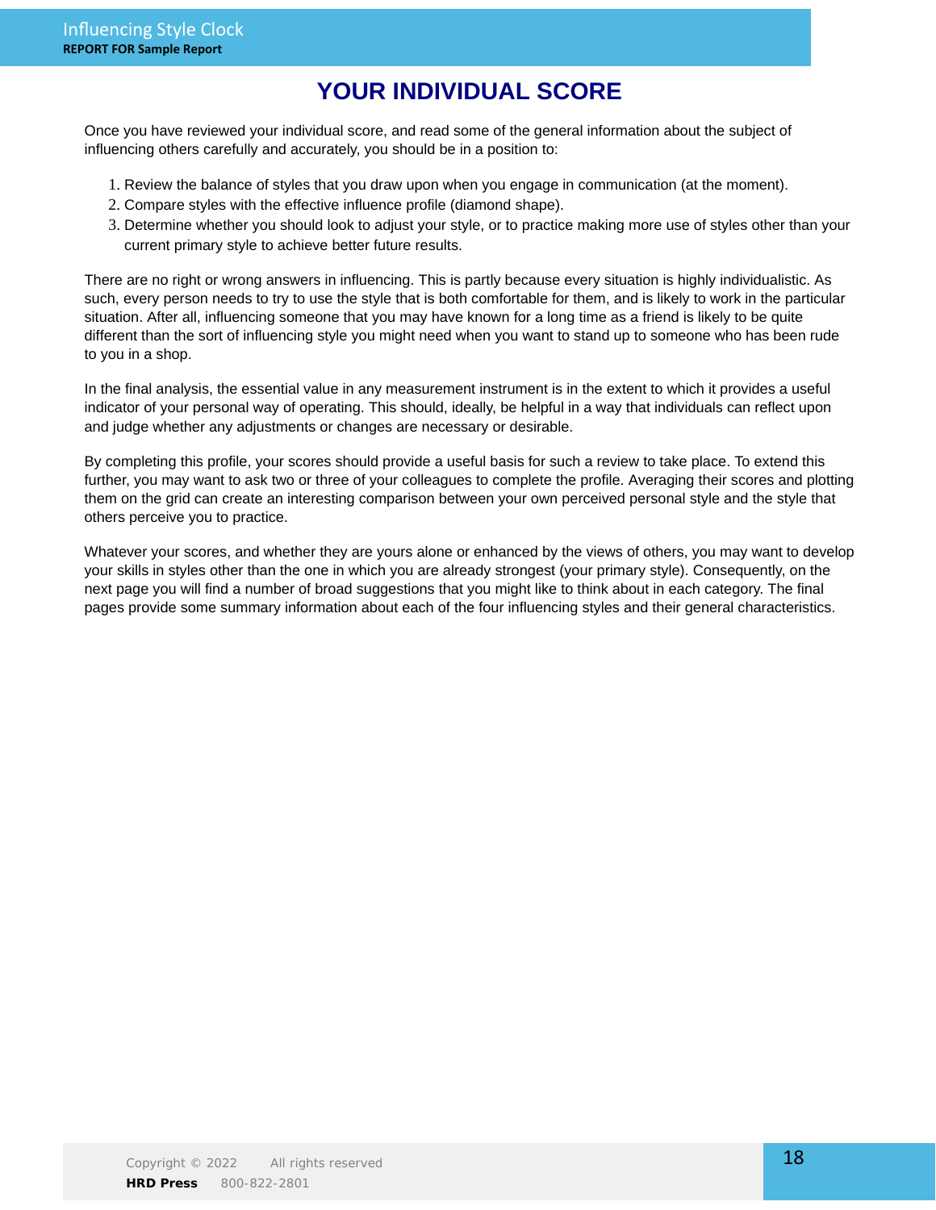# YOUR INDIVIDUAL SCORE

Once you have reviewed your individual score, and read some of the general information about the subject of influencing others carefully and accurately, you should be in a position to:

1. Review the balance of styles that you draw upon when you engage in communication (at the moment).
2. Compare styles with the effective influence profile (diamond shape).
3. Determine whether you should look to adjust your style, or to practice making more use of styles other than your current primary style to achieve better future results.

There are no right or wrong answers in influencing. This is partly because every situation is highly individualistic. As such, every person needs to try to use the style that is both comfortable for them, and is likely to work in the particular situation. After all, influencing someone that you may have known for a long time as a friend is likely to be quite different than the sort of influencing style you might need when you want to stand up to someone who has been rude to you in a shop.

In the final analysis, the essential value in any measurement instrument is in the extent to which it provides a useful indicator of your personal way of operating. This should, ideally, be helpful in a way that individuals can reflect upon and judge whether any adjustments or changes are necessary or desirable.

By completing this profile, your scores should provide a useful basis for such a review to take place. To extend this further, you may want to ask two or three of your colleagues to complete the profile. Averaging their scores and plotting them on the grid can create an interesting comparison between your own perceived personal style and the style that others perceive you to practice.

Whatever your scores, and whether they are yours alone or enhanced by the views of others, you may want to develop your skills in styles other than the one in which you are already strongest (your primary style). Consequently, on the next page you will find a number of broad suggestions that you might like to think about in each category. The final pages provide some summary information about each of the four influencing styles and their general characteristics.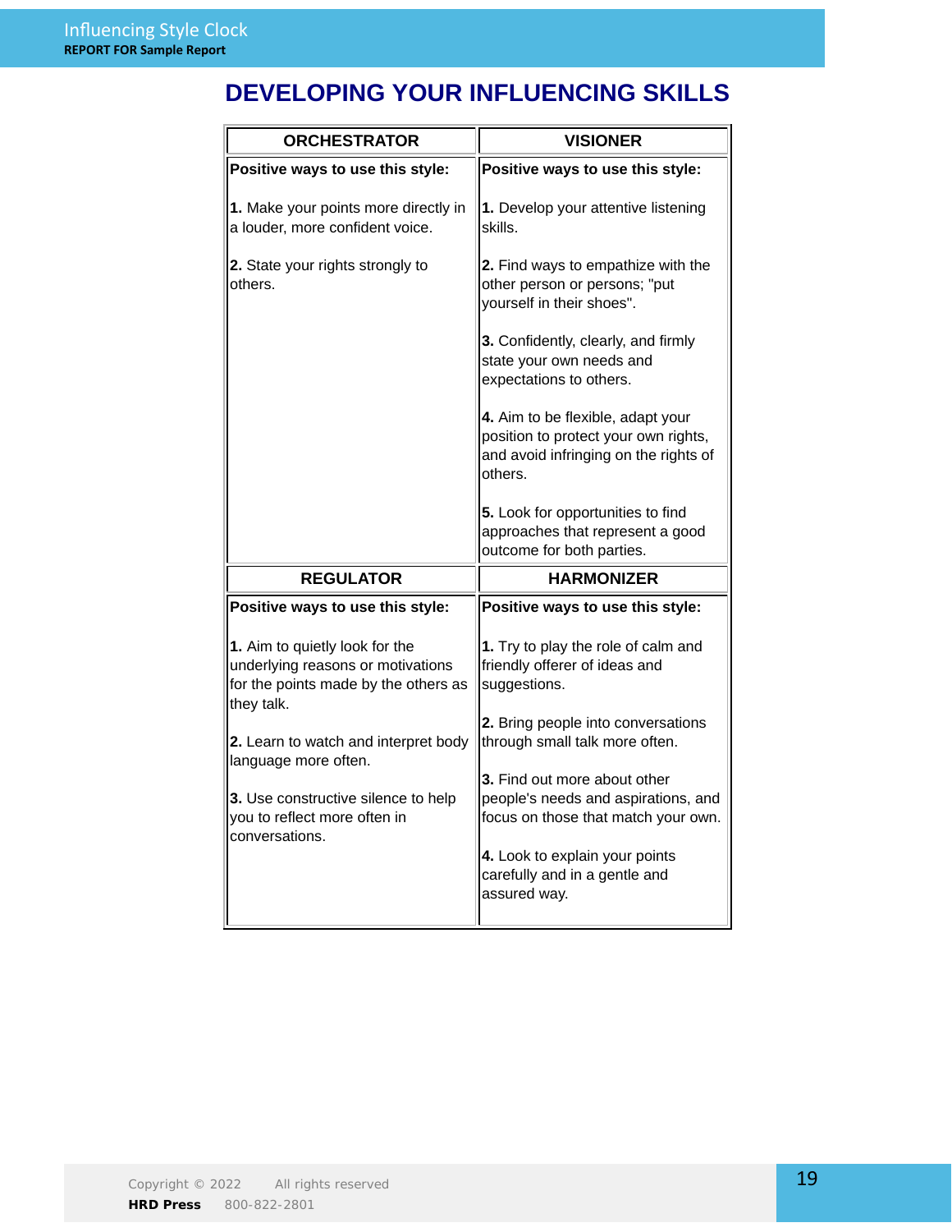# DEVELOPING YOUR INFLUENCING SKILLS

| ORCHESTRATOR | VISIONER |
|---|---|
| **Positive ways to use this style:**<br><br>**1.** Make your points more directly in a louder, more confident voice.<br><br>**2.** State your rights strongly to others. | **Positive ways to use this style:**<br><br>**1.** Develop your attentive listening skills.<br><br>**2.** Find ways to empathize with the other person or persons; "put yourself in their shoes".<br><br>**3.** Confidently, clearly, and firmly state your own needs and expectations to others.<br><br>**4.** Aim to be flexible, adapt your position to protect your own rights, and avoid infringing on the rights of others.<br><br>**5.** Look for opportunities to find approaches that represent a good outcome for both parties. |
| **REGULATOR** | **HARMONIZER** |
| **Positive ways to use this style:**<br><br>**1.** Aim to quietly look for the underlying reasons or motivations for the points made by the others as they talk.<br><br>**2.** Learn to watch and interpret body language more often.<br><br>**3.** Use constructive silence to help you to reflect more often in conversations. | **Positive ways to use this style:**<br><br>**1.** Try to play the role of calm and friendly offerer of ideas and suggestions.<br><br>**2.** Bring people into conversations through small talk more often.<br><br>**3.** Find out more about other people's needs and aspirations, and focus on those that match your own.<br><br>**4.** Look to explain your points carefully and in a gentle and assured way. |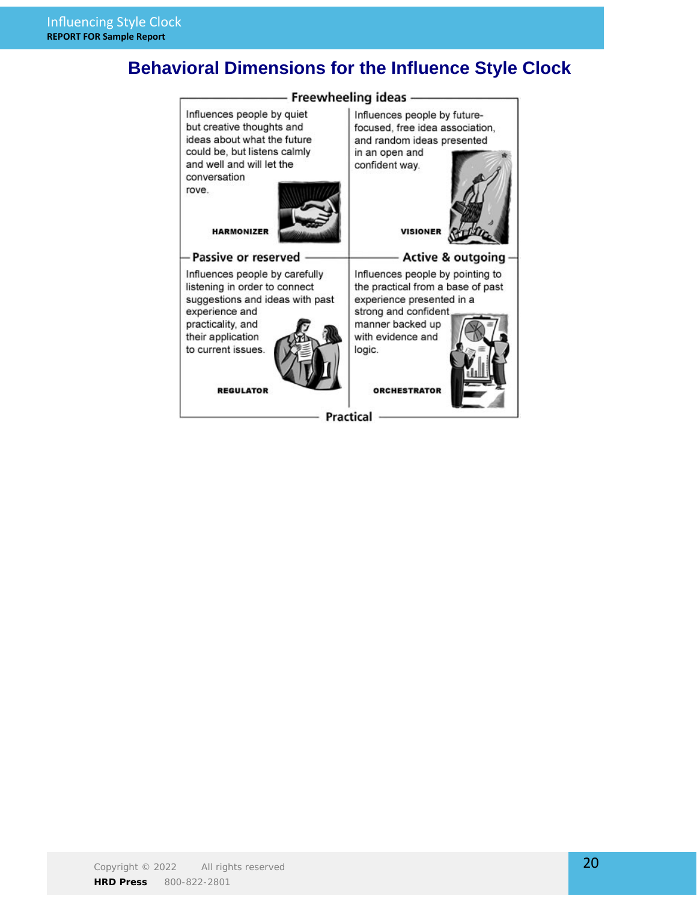## Behavioral Dimensions for the Influence Style Clock

Freewheeling ideas

Influences people by quiet but creative thoughts and ideas about what the future could be, but listens calmly and well and will let the conversation rove.

**HARMONIZER**

Influences people by future-focused, free idea association, and random ideas presented in an open and confident way.

**VISIONER**

Passive or reserved — Active & outgoing

Influences people by carefully listening in order to connect suggestions and ideas with past experience and practicality, and their application to current issues.

**REGULATOR**

Influences people by pointing to the practical from a base of past experience presented in a strong and confident manner backed up with evidence and logic.

**ORCHESTRATOR**

Practical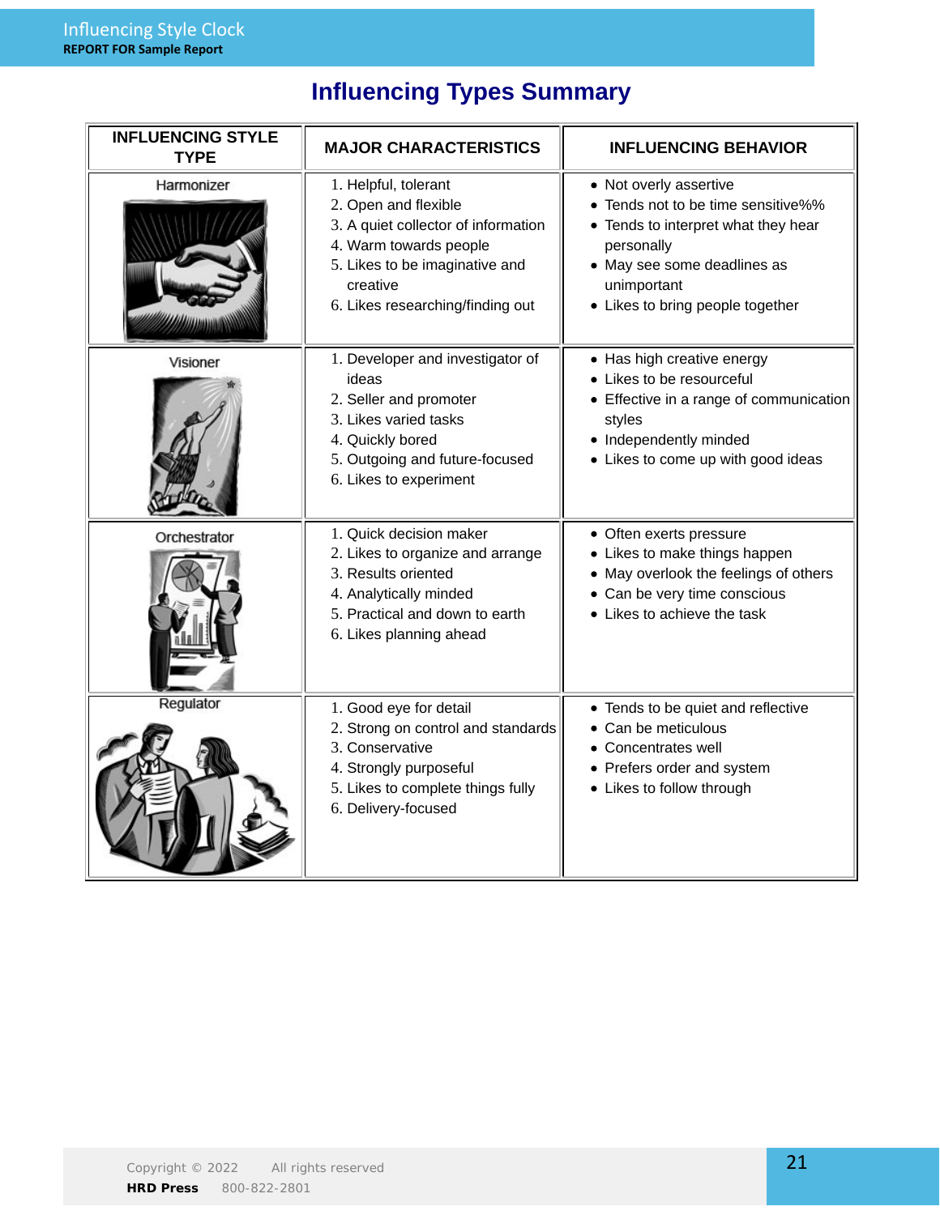# Influencing Types Summary

| INFLUENCING STYLE TYPE | MAJOR CHARACTERISTICS | INFLUENCING BEHAVIOR |
|---|---|---|
| Harmonizer | 1. Helpful, tolerant<br>2. Open and flexible<br>3. A quiet collector of information<br>4. Warm towards people<br>5. Likes to be imaginative and creative<br>6. Likes researching/finding out | • Not overly assertive<br>• Tends not to be time sensitive%%<br>• Tends to interpret what they hear personally<br>• May see some deadlines as unimportant<br>• Likes to bring people together |
| Visioner | 1. Developer and investigator of ideas<br>2. Seller and promoter<br>3. Likes varied tasks<br>4. Quickly bored<br>5. Outgoing and future-focused<br>6. Likes to experiment | • Has high creative energy<br>• Likes to be resourceful<br>• Effective in a range of communication styles<br>• Independently minded<br>• Likes to come up with good ideas |
| Orchestrator | 1. Quick decision maker<br>2. Likes to organize and arrange<br>3. Results oriented<br>4. Analytically minded<br>5. Practical and down to earth<br>6. Likes planning ahead | • Often exerts pressure<br>• Likes to make things happen<br>• May overlook the feelings of others<br>• Can be very time conscious<br>• Likes to achieve the task |
| Regulator | 1. Good eye for detail<br>2. Strong on control and standards<br>3. Conservative<br>4. Strongly purposeful<br>5. Likes to complete things fully<br>6. Delivery-focused | • Tends to be quiet and reflective<br>• Can be meticulous<br>• Concentrates well<br>• Prefers order and system<br>• Likes to follow through |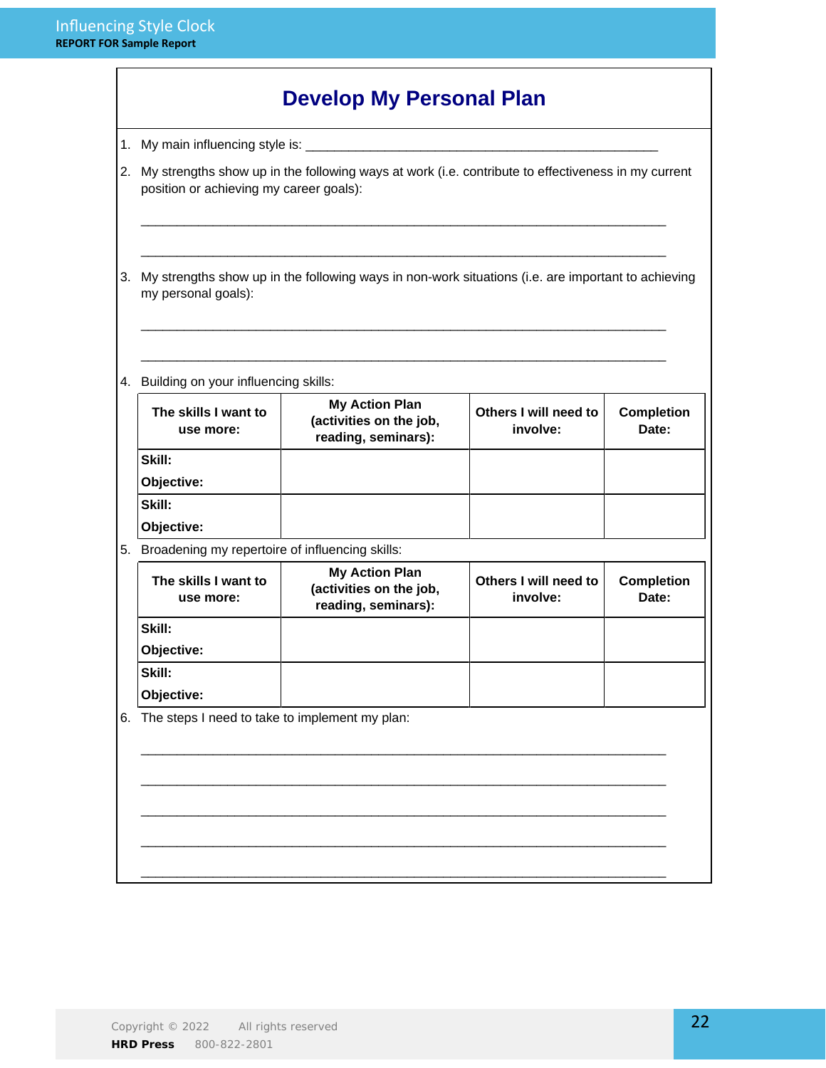# Develop My Personal Plan

1. My main influencing style is: ___________________________________________________

2. My strengths show up in the following ways at work (i.e. contribute to effectiveness in my current position or achieving my career goals):

   ___________________________________________________________________________

   ___________________________________________________________________________

3. My strengths show up in the following ways in non-work situations (i.e. are important to achieving my personal goals):

   ___________________________________________________________________________

   ___________________________________________________________________________

4. Building on your influencing skills:

| The skills I want to use more: | My Action Plan (activities on the job, reading, seminars): | Others I will need to involve: | Completion Date: |
|---|---|---|---|
| **Skill:** <br> **Objective:** | | | |
| **Skill:** <br> **Objective:** | | | |

5. Broadening my repertoire of influencing skills:

| The skills I want to use more: | My Action Plan (activities on the job, reading, seminars): | Others I will need to involve: | Completion Date: |
|---|---|---|---|
| **Skill:** <br> **Objective:** | | | |
| **Skill:** <br> **Objective:** | | | |

6. The steps I need to take to implement my plan:

   ___________________________________________________________________________

   ___________________________________________________________________________

   ___________________________________________________________________________

   ___________________________________________________________________________

   ___________________________________________________________________________